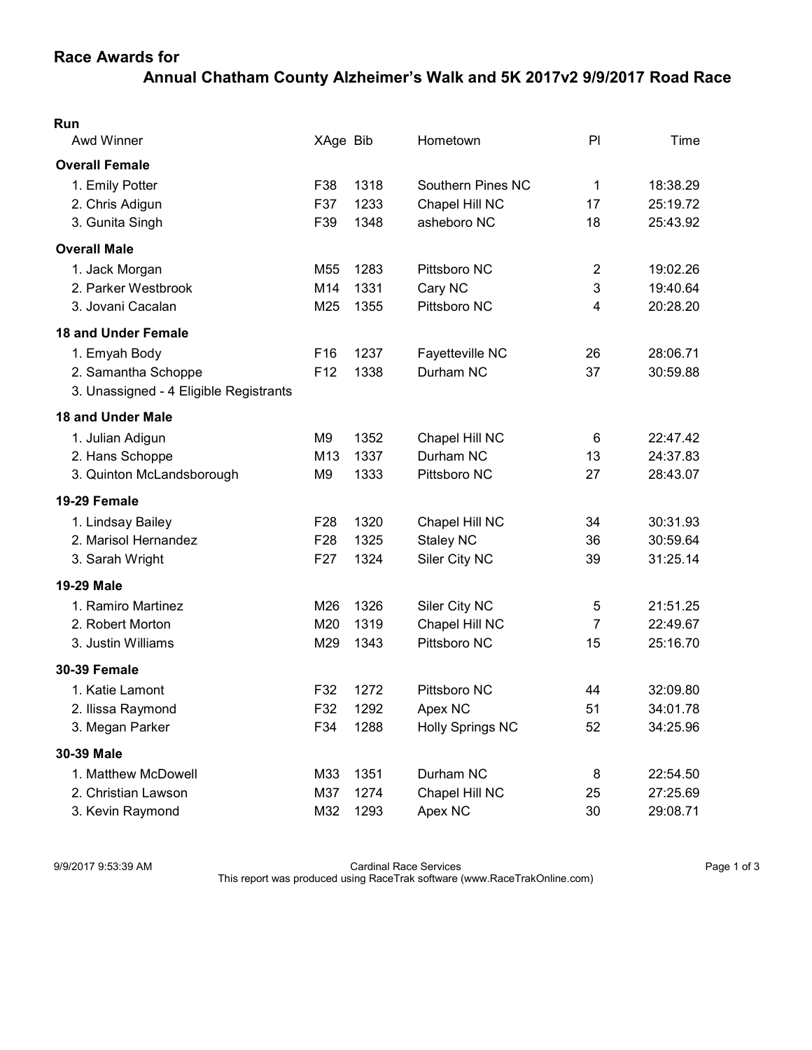## Race Awards for

## Annual Chatham County Alzheimer's Walk and 5K 2017v2 9/9/2017 Road Race

**Run**

| Awd Winner | XAge | Bib | Hometown | Pl | Time |
|---|---|---|---|---|---|
| **Overall Female** | | | | | |
| 1. Emily Potter | F38 | 1318 | Southern Pines NC | 1 | 18:38.29 |
| 2. Chris Adigun | F37 | 1233 | Chapel Hill NC | 17 | 25:19.72 |
| 3. Gunita Singh | F39 | 1348 | asheboro NC | 18 | 25:43.92 |
| **Overall Male** | | | | | |
| 1. Jack Morgan | M55 | 1283 | Pittsboro NC | 2 | 19:02.26 |
| 2. Parker Westbrook | M14 | 1331 | Cary NC | 3 | 19:40.64 |
| 3. Jovani Cacalan | M25 | 1355 | Pittsboro NC | 4 | 20:28.20 |
| **18 and Under Female** | | | | | |
| 1. Emyah Body | F16 | 1237 | Fayetteville NC | 26 | 28:06.71 |
| 2. Samantha Schoppe | F12 | 1338 | Durham NC | 37 | 30:59.88 |
| 3. Unassigned - 4 Eligible Registrants | | | | | |
| **18 and Under Male** | | | | | |
| 1. Julian Adigun | M9 | 1352 | Chapel Hill NC | 6 | 22:47.42 |
| 2. Hans Schoppe | M13 | 1337 | Durham NC | 13 | 24:37.83 |
| 3. Quinton McLandsborough | M9 | 1333 | Pittsboro NC | 27 | 28:43.07 |
| **19-29 Female** | | | | | |
| 1. Lindsay Bailey | F28 | 1320 | Chapel Hill NC | 34 | 30:31.93 |
| 2. Marisol Hernandez | F28 | 1325 | Staley NC | 36 | 30:59.64 |
| 3. Sarah Wright | F27 | 1324 | Siler City NC | 39 | 31:25.14 |
| **19-29 Male** | | | | | |
| 1. Ramiro Martinez | M26 | 1326 | Siler City NC | 5 | 21:51.25 |
| 2. Robert Morton | M20 | 1319 | Chapel Hill NC | 7 | 22:49.67 |
| 3. Justin Williams | M29 | 1343 | Pittsboro NC | 15 | 25:16.70 |
| **30-39 Female** | | | | | |
| 1. Katie Lamont | F32 | 1272 | Pittsboro NC | 44 | 32:09.80 |
| 2. Ilissa Raymond | F32 | 1292 | Apex NC | 51 | 34:01.78 |
| 3. Megan Parker | F34 | 1288 | Holly Springs NC | 52 | 34:25.96 |
| **30-39 Male** | | | | | |
| 1. Matthew McDowell | M33 | 1351 | Durham NC | 8 | 22:54.50 |
| 2. Christian Lawson | M37 | 1274 | Chapel Hill NC | 25 | 27:25.69 |
| 3. Kevin Raymond | M32 | 1293 | Apex NC | 30 | 29:08.71 |

9/9/2017 9:53:39 AM — Cardinal Race Services
This report was produced using RaceTrak software (www.RaceTrakOnline.com)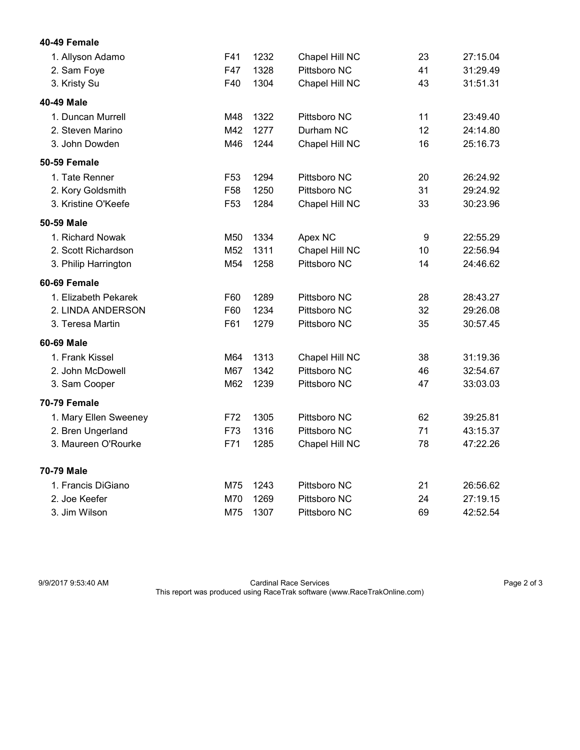### 40-49 Female

| Place | Name | Age | Bib | City | Overall | Time |
|---|---|---|---|---|---|---|
| 1. | Allyson Adamo | F41 | 1232 | Chapel Hill NC | 23 | 27:15.04 |
| 2. | Sam Foye | F47 | 1328 | Pittsboro NC | 41 | 31:29.49 |
| 3. | Kristy Su | F40 | 1304 | Chapel Hill NC | 43 | 31:51.31 |

### 40-49 Male

| Place | Name | Age | Bib | City | Overall | Time |
|---|---|---|---|---|---|---|
| 1. | Duncan Murrell | M48 | 1322 | Pittsboro NC | 11 | 23:49.40 |
| 2. | Steven Marino | M42 | 1277 | Durham NC | 12 | 24:14.80 |
| 3. | John Dowden | M46 | 1244 | Chapel Hill NC | 16 | 25:16.73 |

### 50-59 Female

| Place | Name | Age | Bib | City | Overall | Time |
|---|---|---|---|---|---|---|
| 1. | Tate Renner | F53 | 1294 | Pittsboro NC | 20 | 26:24.92 |
| 2. | Kory Goldsmith | F58 | 1250 | Pittsboro NC | 31 | 29:24.92 |
| 3. | Kristine O'Keefe | F53 | 1284 | Chapel Hill NC | 33 | 30:23.96 |

### 50-59 Male

| Place | Name | Age | Bib | City | Overall | Time |
|---|---|---|---|---|---|---|
| 1. | Richard Nowak | M50 | 1334 | Apex NC | 9 | 22:55.29 |
| 2. | Scott Richardson | M52 | 1311 | Chapel Hill NC | 10 | 22:56.94 |
| 3. | Philip Harrington | M54 | 1258 | Pittsboro NC | 14 | 24:46.62 |

### 60-69 Female

| Place | Name | Age | Bib | City | Overall | Time |
|---|---|---|---|---|---|---|
| 1. | Elizabeth Pekarek | F60 | 1289 | Pittsboro NC | 28 | 28:43.27 |
| 2. | LINDA ANDERSON | F60 | 1234 | Pittsboro NC | 32 | 29:26.08 |
| 3. | Teresa Martin | F61 | 1279 | Pittsboro NC | 35 | 30:57.45 |

### 60-69 Male

| Place | Name | Age | Bib | City | Overall | Time |
|---|---|---|---|---|---|---|
| 1. | Frank Kissel | M64 | 1313 | Chapel Hill NC | 38 | 31:19.36 |
| 2. | John McDowell | M67 | 1342 | Pittsboro NC | 46 | 32:54.67 |
| 3. | Sam Cooper | M62 | 1239 | Pittsboro NC | 47 | 33:03.03 |

### 70-79 Female

| Place | Name | Age | Bib | City | Overall | Time |
|---|---|---|---|---|---|---|
| 1. | Mary Ellen Sweeney | F72 | 1305 | Pittsboro NC | 62 | 39:25.81 |
| 2. | Bren Ungerland | F73 | 1316 | Pittsboro NC | 71 | 43:15.37 |
| 3. | Maureen O'Rourke | F71 | 1285 | Chapel Hill NC | 78 | 47:22.26 |

### 70-79 Male

| Place | Name | Age | Bib | City | Overall | Time |
|---|---|---|---|---|---|---|
| 1. | Francis DiGiano | M75 | 1243 | Pittsboro NC | 21 | 26:56.62 |
| 2. | Joe Keefer | M70 | 1269 | Pittsboro NC | 24 | 27:19.15 |
| 3. | Jim Wilson | M75 | 1307 | Pittsboro NC | 69 | 42:52.54 |

9/9/2017 9:53:40 AM — Cardinal Race Services

This report was produced using RaceTrak software (www.RaceTrakOnline.com)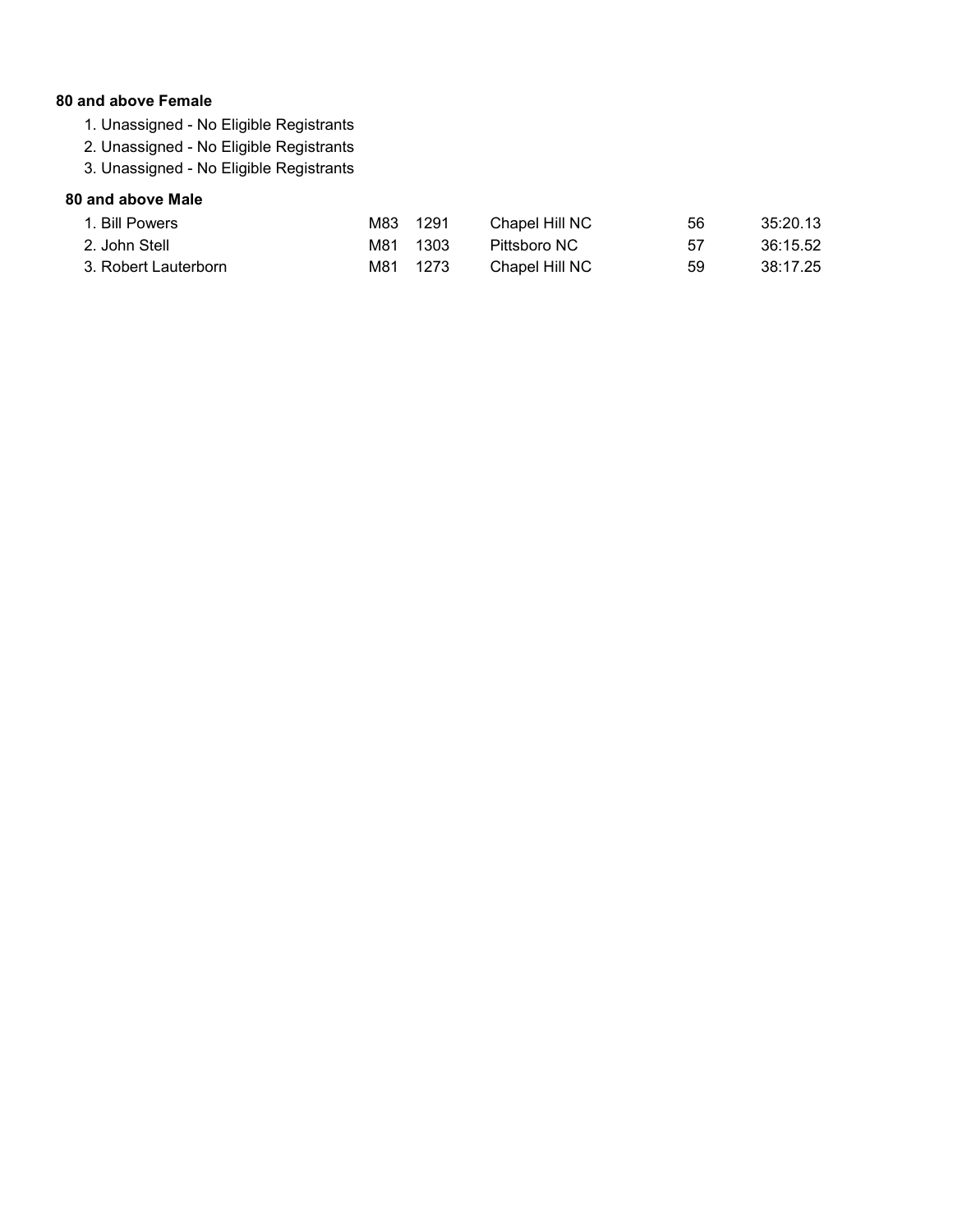**80 and above Female**

1. Unassigned - No Eligible Registrants
2. Unassigned - No Eligible Registrants
3. Unassigned - No Eligible Registrants

**80 and above Male**

| | | | | | |
|---|---|---|---|---|---|
| 1. Bill Powers | M83 | 1291 | Chapel Hill NC | 56 | 35:20.13 |
| 2. John Stell | M81 | 1303 | Pittsboro NC | 57 | 36:15.52 |
| 3. Robert Lauterborn | M81 | 1273 | Chapel Hill NC | 59 | 38:17.25 |